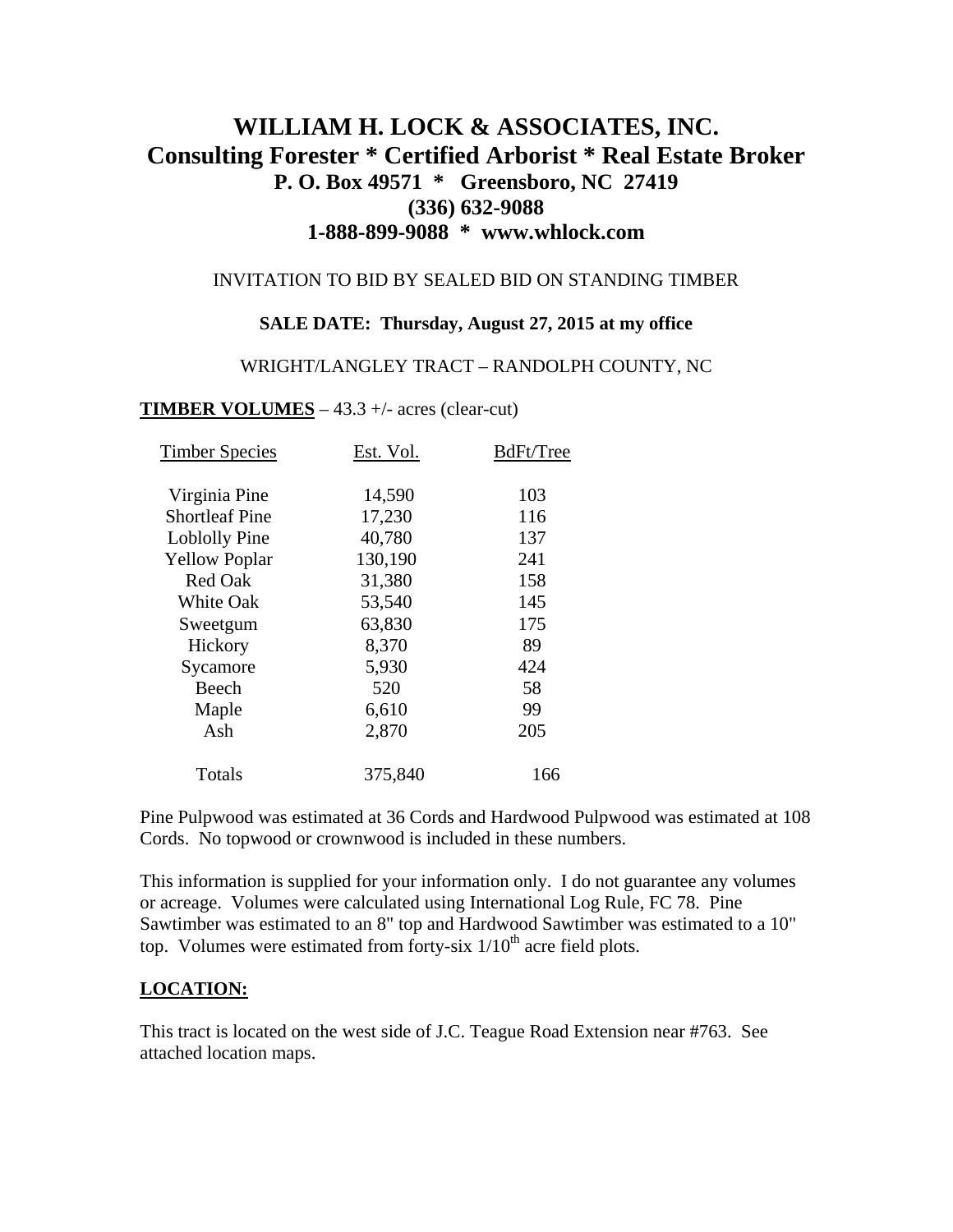# WILLIAM H. LOCK & ASSOCIATES, INC.
## Consulting Forester * Certified Arborist * Real Estate Broker
### P. O. Box 49571 * Greensboro, NC 27419
### (336) 632-9088
### 1-888-899-9088 * www.whlock.com

INVITATION TO BID BY SEALED BID ON STANDING TIMBER

**SALE DATE: Thursday, August 27, 2015 at my office**

WRIGHT/LANGLEY TRACT – RANDOLPH COUNTY, NC

**TIMBER VOLUMES** – 43.3 +/- acres (clear-cut)

| Timber Species | Est. Vol. | BdFt/Tree |
|---|---|---|
| Virginia Pine | 14,590 | 103 |
| Shortleaf Pine | 17,230 | 116 |
| Loblolly Pine | 40,780 | 137 |
| Yellow Poplar | 130,190 | 241 |
| Red Oak | 31,380 | 158 |
| White Oak | 53,540 | 145 |
| Sweetgum | 63,830 | 175 |
| Hickory | 8,370 | 89 |
| Sycamore | 5,930 | 424 |
| Beech | 520 | 58 |
| Maple | 6,610 | 99 |
| Ash | 2,870 | 205 |
| Totals | 375,840 | 166 |

Pine Pulpwood was estimated at 36 Cords and Hardwood Pulpwood was estimated at 108 Cords. No topwood or crownwood is included in these numbers.

This information is supplied for your information only. I do not guarantee any volumes or acreage. Volumes were calculated using International Log Rule, FC 78. Pine Sawtimber was estimated to an 8" top and Hardwood Sawtimber was estimated to a 10" top. Volumes were estimated from forty-six 1/10th acre field plots.

**LOCATION:**

This tract is located on the west side of J.C. Teague Road Extension near #763. See attached location maps.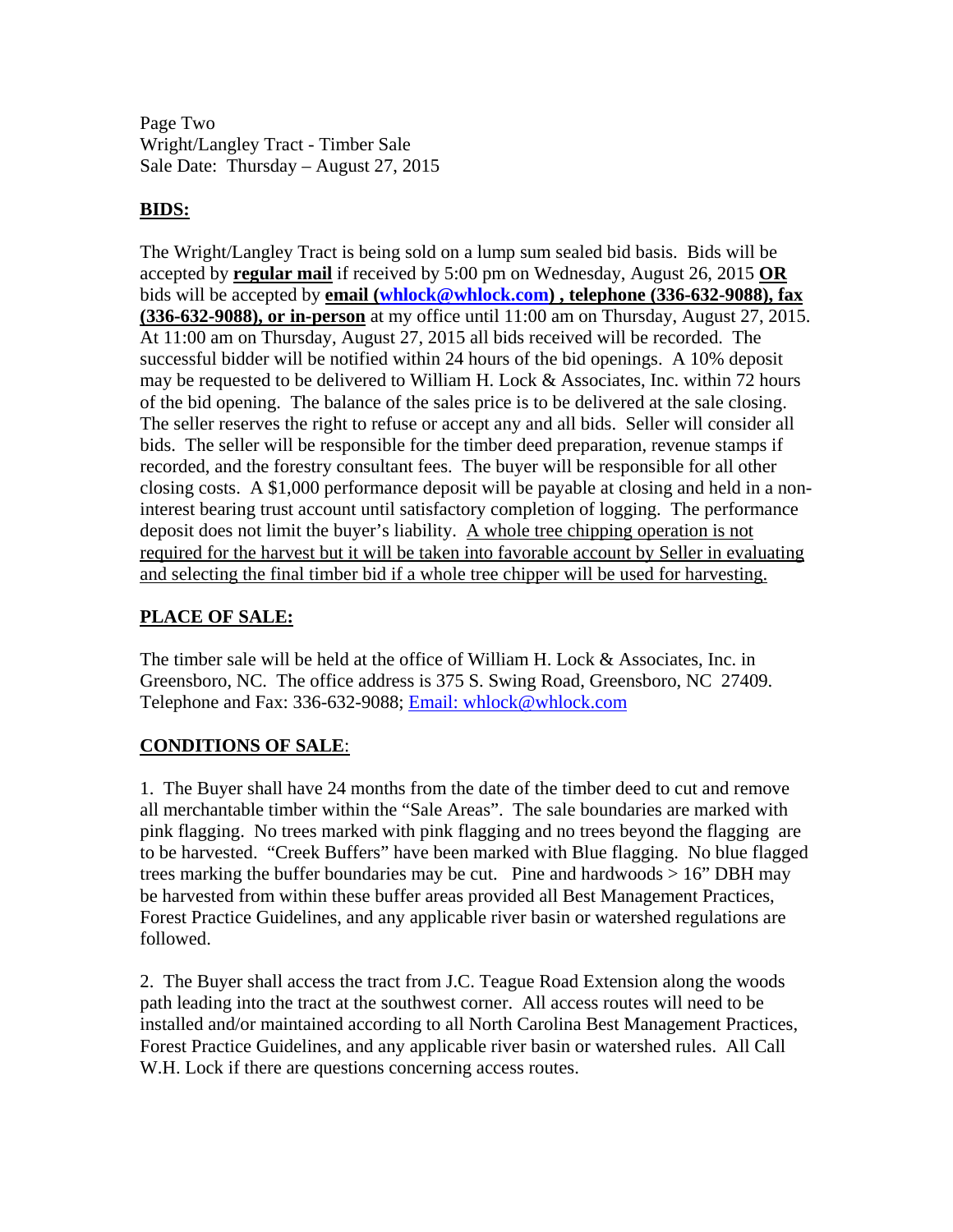Page Two
Wright/Langley Tract - Timber Sale
Sale Date: Thursday – August 27, 2015

## **BIDS:**

The Wright/Langley Tract is being sold on a lump sum sealed bid basis. Bids will be accepted by **regular mail** if received by 5:00 pm on Wednesday, August 26, 2015 **OR** bids will be accepted by **email (whlock@whlock.com) , telephone (336-632-9088), fax (336-632-9088), or in-person** at my office until 11:00 am on Thursday, August 27, 2015. At 11:00 am on Thursday, August 27, 2015 all bids received will be recorded. The successful bidder will be notified within 24 hours of the bid openings. A 10% deposit may be requested to be delivered to William H. Lock & Associates, Inc. within 72 hours of the bid opening. The balance of the sales price is to be delivered at the sale closing. The seller reserves the right to refuse or accept any and all bids. Seller will consider all bids. The seller will be responsible for the timber deed preparation, revenue stamps if recorded, and the forestry consultant fees. The buyer will be responsible for all other closing costs. A $1,000 performance deposit will be payable at closing and held in a non-interest bearing trust account until satisfactory completion of logging. The performance deposit does not limit the buyer's liability. A whole tree chipping operation is not required for the harvest but it will be taken into favorable account by Seller in evaluating and selecting the final timber bid if a whole tree chipper will be used for harvesting.

## **PLACE OF SALE:**

The timber sale will be held at the office of William H. Lock & Associates, Inc. in Greensboro, NC. The office address is 375 S. Swing Road, Greensboro, NC 27409. Telephone and Fax: 336-632-9088; Email: whlock@whlock.com

## **CONDITIONS OF SALE**:

1. The Buyer shall have 24 months from the date of the timber deed to cut and remove all merchantable timber within the "Sale Areas". The sale boundaries are marked with pink flagging. No trees marked with pink flagging and no trees beyond the flagging are to be harvested. "Creek Buffers" have been marked with Blue flagging. No blue flagged trees marking the buffer boundaries may be cut. Pine and hardwoods > 16" DBH may be harvested from within these buffer areas provided all Best Management Practices, Forest Practice Guidelines, and any applicable river basin or watershed regulations are followed.

2. The Buyer shall access the tract from J.C. Teague Road Extension along the woods path leading into the tract at the southwest corner. All access routes will need to be installed and/or maintained according to all North Carolina Best Management Practices, Forest Practice Guidelines, and any applicable river basin or watershed rules. All Call W.H. Lock if there are questions concerning access routes.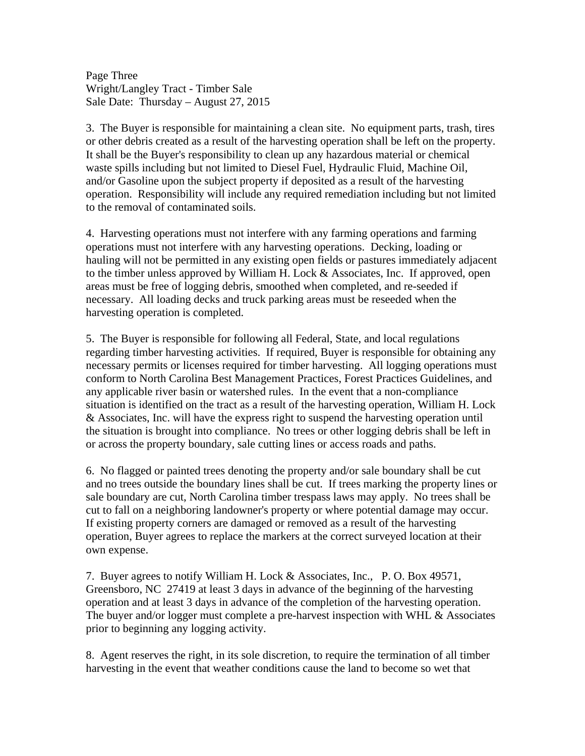3. The Buyer is responsible for maintaining a clean site. No equipment parts, trash, tires or other debris created as a result of the harvesting operation shall be left on the property. It shall be the Buyer's responsibility to clean up any hazardous material or chemical waste spills including but not limited to Diesel Fuel, Hydraulic Fluid, Machine Oil, and/or Gasoline upon the subject property if deposited as a result of the harvesting operation. Responsibility will include any required remediation including but not limited to the removal of contaminated soils.

4. Harvesting operations must not interfere with any farming operations and farming operations must not interfere with any harvesting operations. Decking, loading or hauling will not be permitted in any existing open fields or pastures immediately adjacent to the timber unless approved by William H. Lock & Associates, Inc. If approved, open areas must be free of logging debris, smoothed when completed, and re-seeded if necessary. All loading decks and truck parking areas must be reseeded when the harvesting operation is completed.

5. The Buyer is responsible for following all Federal, State, and local regulations regarding timber harvesting activities. If required, Buyer is responsible for obtaining any necessary permits or licenses required for timber harvesting. All logging operations must conform to North Carolina Best Management Practices, Forest Practices Guidelines, and any applicable river basin or watershed rules. In the event that a non-compliance situation is identified on the tract as a result of the harvesting operation, William H. Lock & Associates, Inc. will have the express right to suspend the harvesting operation until the situation is brought into compliance. No trees or other logging debris shall be left in or across the property boundary, sale cutting lines or access roads and paths.

6. No flagged or painted trees denoting the property and/or sale boundary shall be cut and no trees outside the boundary lines shall be cut. If trees marking the property lines or sale boundary are cut, North Carolina timber trespass laws may apply. No trees shall be cut to fall on a neighboring landowner's property or where potential damage may occur. If existing property corners are damaged or removed as a result of the harvesting operation, Buyer agrees to replace the markers at the correct surveyed location at their own expense.

7. Buyer agrees to notify William H. Lock & Associates, Inc., P. O. Box 49571, Greensboro, NC 27419 at least 3 days in advance of the beginning of the harvesting operation and at least 3 days in advance of the completion of the harvesting operation. The buyer and/or logger must complete a pre-harvest inspection with WHL & Associates prior to beginning any logging activity.

8. Agent reserves the right, in its sole discretion, to require the termination of all timber harvesting in the event that weather conditions cause the land to become so wet that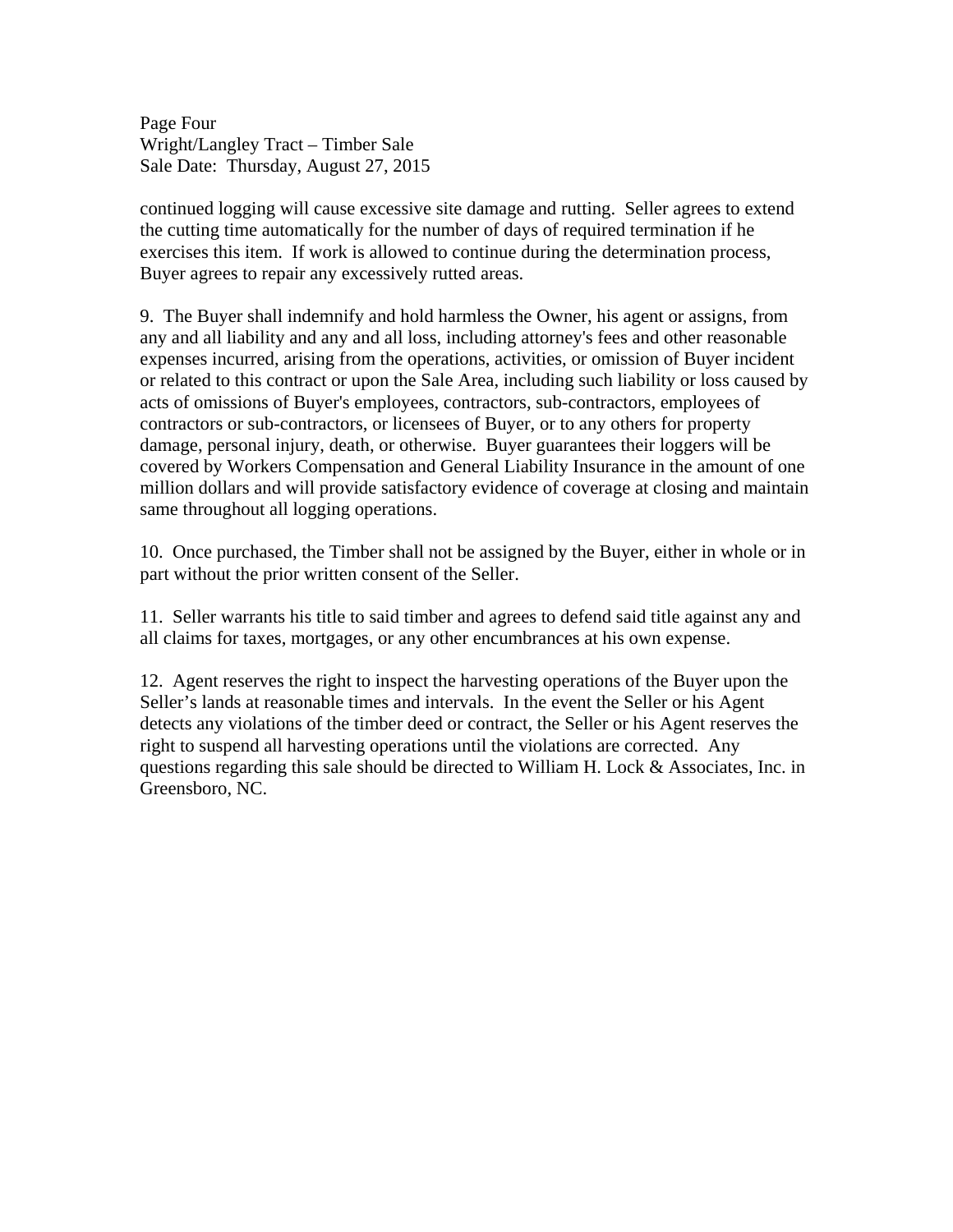continued logging will cause excessive site damage and rutting. Seller agrees to extend the cutting time automatically for the number of days of required termination if he exercises this item. If work is allowed to continue during the determination process, Buyer agrees to repair any excessively rutted areas.

9. The Buyer shall indemnify and hold harmless the Owner, his agent or assigns, from any and all liability and any and all loss, including attorney's fees and other reasonable expenses incurred, arising from the operations, activities, or omission of Buyer incident or related to this contract or upon the Sale Area, including such liability or loss caused by acts of omissions of Buyer's employees, contractors, sub-contractors, employees of contractors or sub-contractors, or licensees of Buyer, or to any others for property damage, personal injury, death, or otherwise. Buyer guarantees their loggers will be covered by Workers Compensation and General Liability Insurance in the amount of one million dollars and will provide satisfactory evidence of coverage at closing and maintain same throughout all logging operations.

10. Once purchased, the Timber shall not be assigned by the Buyer, either in whole or in part without the prior written consent of the Seller.

11. Seller warrants his title to said timber and agrees to defend said title against any and all claims for taxes, mortgages, or any other encumbrances at his own expense.

12. Agent reserves the right to inspect the harvesting operations of the Buyer upon the Seller's lands at reasonable times and intervals. In the event the Seller or his Agent detects any violations of the timber deed or contract, the Seller or his Agent reserves the right to suspend all harvesting operations until the violations are corrected. Any questions regarding this sale should be directed to William H. Lock & Associates, Inc. in Greensboro, NC.